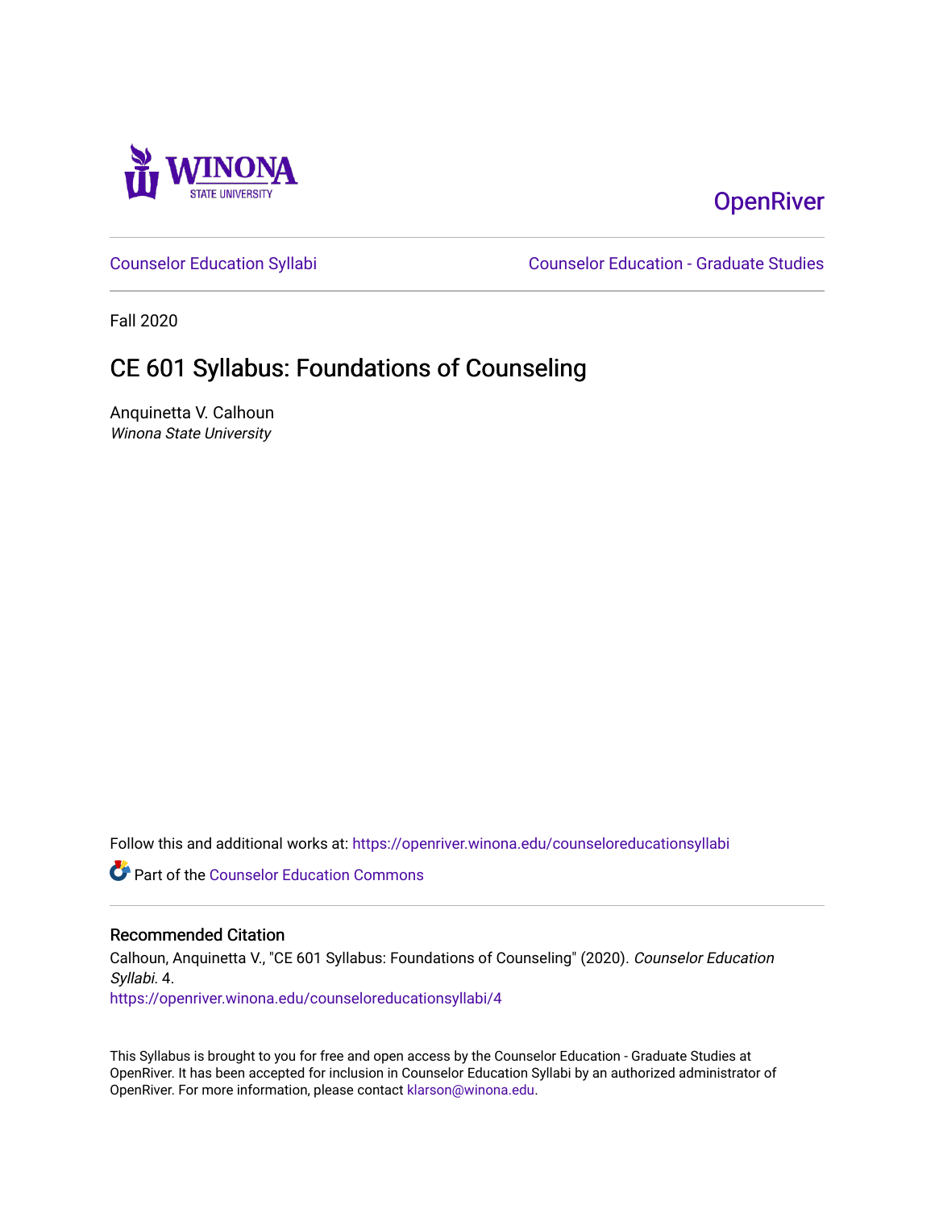Winona State University

OpenRiver

Counselor Education Syllabi | Counselor Education - Graduate Studies

Fall 2020

# CE 601 Syllabus: Foundations of Counseling

Anquinetta V. Calhoun
*Winona State University*

Follow this and additional works at: https://openriver.winona.edu/counseloreducationsyllabi

Part of the Counselor Education Commons

## Recommended Citation

Calhoun, Anquinetta V., "CE 601 Syllabus: Foundations of Counseling" (2020). *Counselor Education Syllabi*. 4.
https://openriver.winona.edu/counseloreducationsyllabi/4

This Syllabus is brought to you for free and open access by the Counselor Education - Graduate Studies at OpenRiver. It has been accepted for inclusion in Counselor Education Syllabi by an authorized administrator of OpenRiver. For more information, please contact klarson@winona.edu.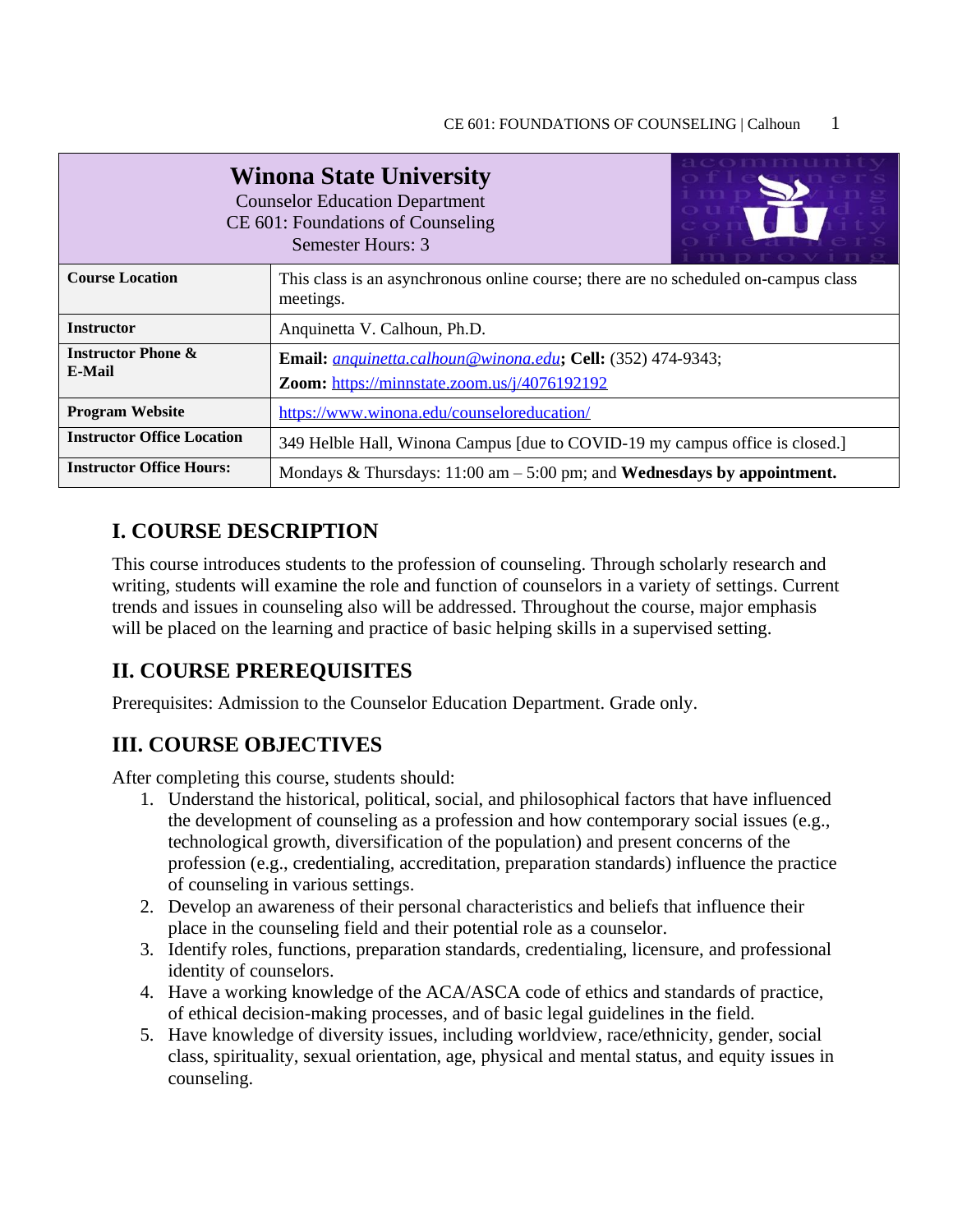| Winona State University<br>Counselor Education Department<br>CE 601: Foundations of Counseling<br>Semester Hours: 3 | |
|---|---|
| **Course Location** | This class is an asynchronous online course; there are no scheduled on-campus class meetings. |
| **Instructor** | Anquinetta V. Calhoun, Ph.D. |
| **Instructor Phone & E-Mail** | **Email:** *anquinetta.calhoun@winona.edu*; **Cell:** (352) 474-9343; **Zoom:** https://minnstate.zoom.us/j/4076192192 |
| **Program Website** | https://www.winona.edu/counseloreducation/ |
| **Instructor Office Location** | 349 Helble Hall, Winona Campus [due to COVID-19 my campus office is closed.] |
| **Instructor Office Hours:** | Mondays & Thursdays: 11:00 am – 5:00 pm; and **Wednesdays by appointment.** |

## I. COURSE DESCRIPTION

This course introduces students to the profession of counseling. Through scholarly research and writing, students will examine the role and function of counselors in a variety of settings. Current trends and issues in counseling also will be addressed. Throughout the course, major emphasis will be placed on the learning and practice of basic helping skills in a supervised setting.

## II. COURSE PREREQUISITES

Prerequisites: Admission to the Counselor Education Department. Grade only.

## III. COURSE OBJECTIVES

After completing this course, students should:

1. Understand the historical, political, social, and philosophical factors that have influenced the development of counseling as a profession and how contemporary social issues (e.g., technological growth, diversification of the population) and present concerns of the profession (e.g., credentialing, accreditation, preparation standards) influence the practice of counseling in various settings.
2. Develop an awareness of their personal characteristics and beliefs that influence their place in the counseling field and their potential role as a counselor.
3. Identify roles, functions, preparation standards, credentialing, licensure, and professional identity of counselors.
4. Have a working knowledge of the ACA/ASCA code of ethics and standards of practice, of ethical decision-making processes, and of basic legal guidelines in the field.
5. Have knowledge of diversity issues, including worldview, race/ethnicity, gender, social class, spirituality, sexual orientation, age, physical and mental status, and equity issues in counseling.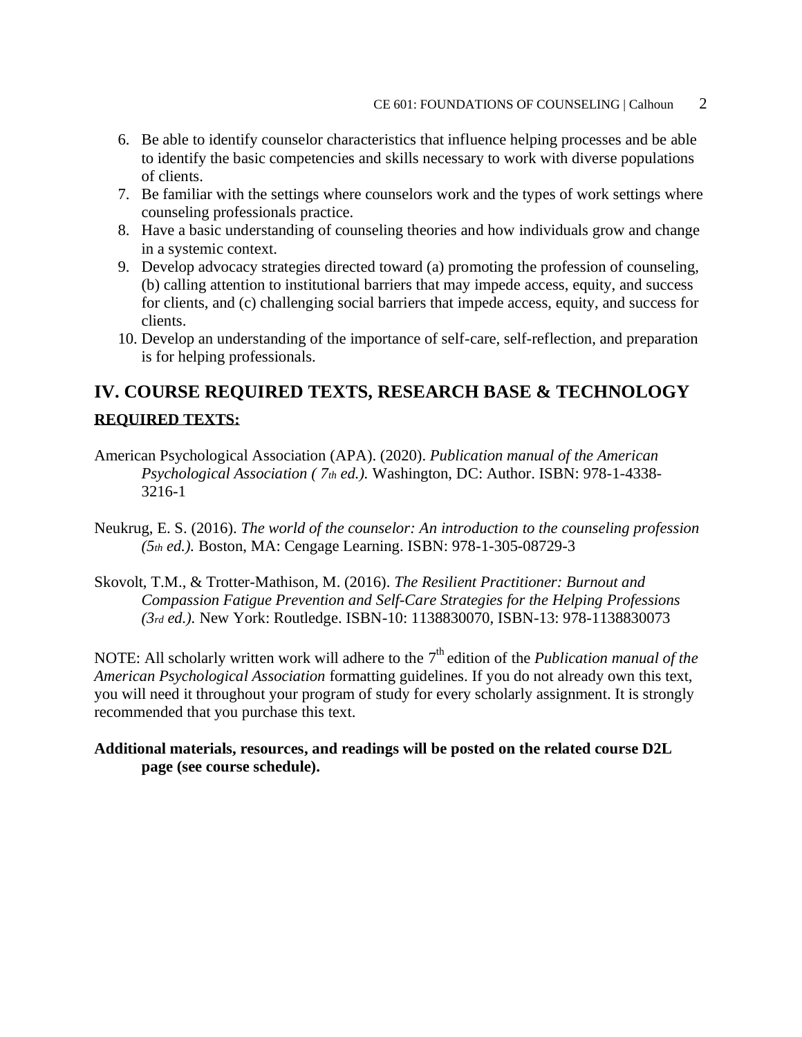6. Be able to identify counselor characteristics that influence helping processes and be able to identify the basic competencies and skills necessary to work with diverse populations of clients.
7. Be familiar with the settings where counselors work and the types of work settings where counseling professionals practice.
8. Have a basic understanding of counseling theories and how individuals grow and change in a systemic context.
9. Develop advocacy strategies directed toward (a) promoting the profession of counseling, (b) calling attention to institutional barriers that may impede access, equity, and success for clients, and (c) challenging social barriers that impede access, equity, and success for clients.
10. Develop an understanding of the importance of self-care, self-reflection, and preparation is for helping professionals.

## IV. COURSE REQUIRED TEXTS, RESEARCH BASE & TECHNOLOGY

**REQUIRED TEXTS:**

American Psychological Association (APA). (2020). *Publication manual of the American Psychological Association ( 7th ed.).* Washington, DC: Author. ISBN: 978-1-4338-3216-1

Neukrug, E. S. (2016). *The world of the counselor: An introduction to the counseling profession (5th ed.).* Boston, MA: Cengage Learning. ISBN: 978-1-305-08729-3

Skovolt, T.M., & Trotter-Mathison, M. (2016). *The Resilient Practitioner: Burnout and Compassion Fatigue Prevention and Self-Care Strategies for the Helping Professions (3rd ed.).* New York: Routledge. ISBN-10: 1138830070, ISBN-13: 978-1138830073

NOTE: All scholarly written work will adhere to the 7th edition of the *Publication manual of the American Psychological Association* formatting guidelines. If you do not already own this text, you will need it throughout your program of study for every scholarly assignment. It is strongly recommended that you purchase this text.

**Additional materials, resources, and readings will be posted on the related course D2L page (see course schedule).**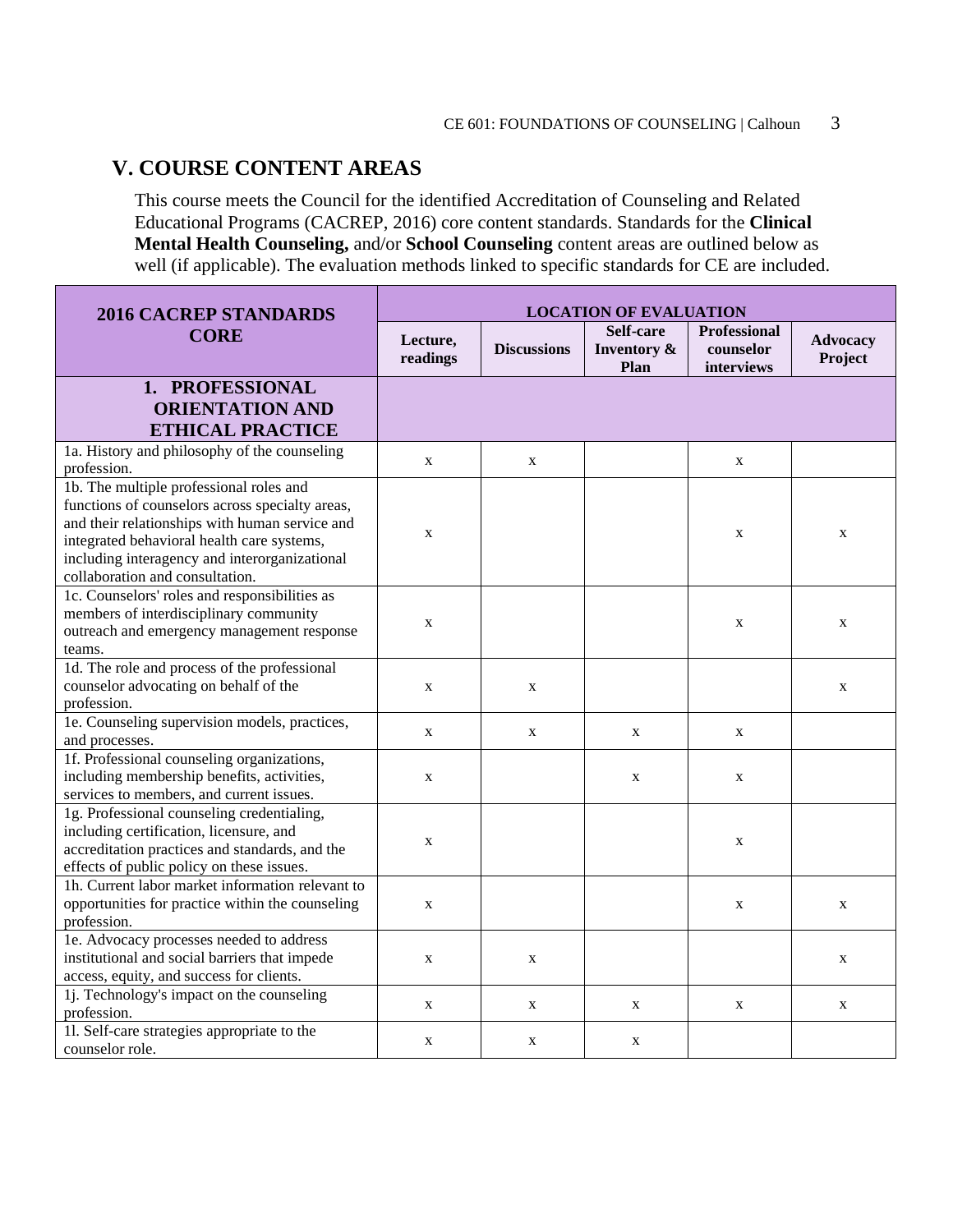## V. COURSE CONTENT AREAS

This course meets the Council for the identified Accreditation of Counseling and Related Educational Programs (CACREP, 2016) core content standards. Standards for the **Clinical Mental Health Counseling,** and/or **School Counseling** content areas are outlined below as well (if applicable). The evaluation methods linked to specific standards for CE are included.

| **2016 CACREP STANDARDS CORE** | **LOCATION OF EVALUATION** | | | | |
|---|---|---|---|---|---|
| | **Lecture, readings** | **Discussions** | **Self-care Inventory & Plan** | **Professional counselor interviews** | **Advocacy Project** |
| **1. PROFESSIONAL ORIENTATION AND ETHICAL PRACTICE** | | | | | |
| 1a. History and philosophy of the counseling profession. | x | x | | x | |
| 1b. The multiple professional roles and functions of counselors across specialty areas, and their relationships with human service and integrated behavioral health care systems, including interagency and interorganizational collaboration and consultation. | x | | | x | x |
| 1c. Counselors' roles and responsibilities as members of interdisciplinary community outreach and emergency management response teams. | x | | | x | x |
| 1d. The role and process of the professional counselor advocating on behalf of the profession. | x | x | | | x |
| 1e. Counseling supervision models, practices, and processes. | x | x | x | x | |
| 1f. Professional counseling organizations, including membership benefits, activities, services to members, and current issues. | x | | x | x | |
| 1g. Professional counseling credentialing, including certification, licensure, and accreditation practices and standards, and the effects of public policy on these issues. | x | | | x | |
| 1h. Current labor market information relevant to opportunities for practice within the counseling profession. | x | | | x | x |
| 1e. Advocacy processes needed to address institutional and social barriers that impede access, equity, and success for clients. | x | x | | | x |
| 1j. Technology's impact on the counseling profession. | x | x | x | x | x |
| 1l. Self-care strategies appropriate to the counselor role. | x | x | x | | |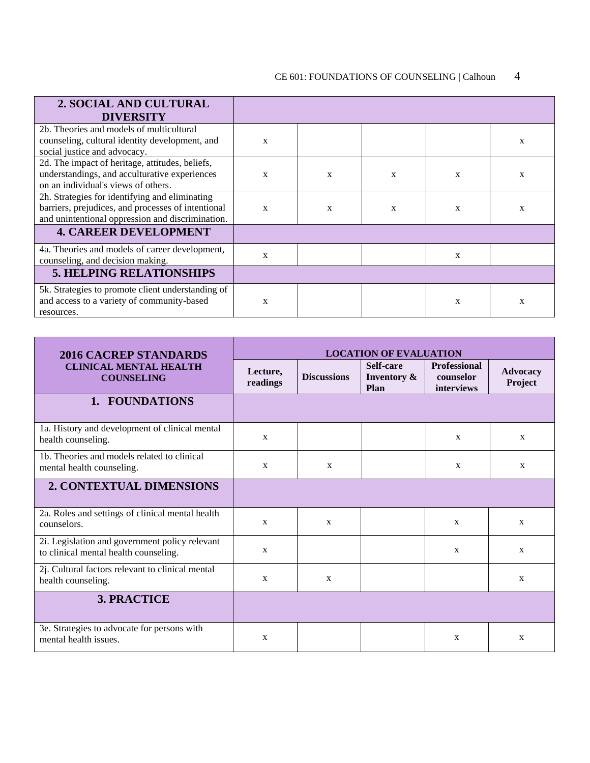| 2. SOCIAL AND CULTURAL DIVERSITY | | | | | |
|---|---|---|---|---|---|
| 2b. Theories and models of multicultural counseling, cultural identity development, and social justice and advocacy. | x | | | | x |
| 2d. The impact of heritage, attitudes, beliefs, understandings, and acculturative experiences on an individual's views of others. | x | x | x | x | x |
| 2h. Strategies for identifying and eliminating barriers, prejudices, and processes of intentional and unintentional oppression and discrimination. | x | x | x | x | x |
| **4. CAREER DEVELOPMENT** | | | | | |
| 4a. Theories and models of career development, counseling, and decision making. | x | | | x | |
| **5. HELPING RELATIONSHIPS** | | | | | |
| 5k. Strategies to promote client understanding of and access to a variety of community-based resources. | x | | | x | x |

| 2016 CACREP STANDARDS CLINICAL MENTAL HEALTH COUNSELING | LOCATION OF EVALUATION | | | | |
|---|---|---|---|---|---|
| | Lecture, readings | Discussions | Self-care Inventory & Plan | Professional counselor interviews | Advocacy Project |
| **1. FOUNDATIONS** | | | | | |
| 1a. History and development of clinical mental health counseling. | x | | | x | x |
| 1b. Theories and models related to clinical mental health counseling. | x | x | | x | x |
| **2. CONTEXTUAL DIMENSIONS** | | | | | |
| 2a. Roles and settings of clinical mental health counselors. | x | x | | x | x |
| 2i. Legislation and government policy relevant to clinical mental health counseling. | x | | | x | x |
| 2j. Cultural factors relevant to clinical mental health counseling. | x | x | | | x |
| **3. PRACTICE** | | | | | |
| 3e. Strategies to advocate for persons with mental health issues. | x | | | x | x |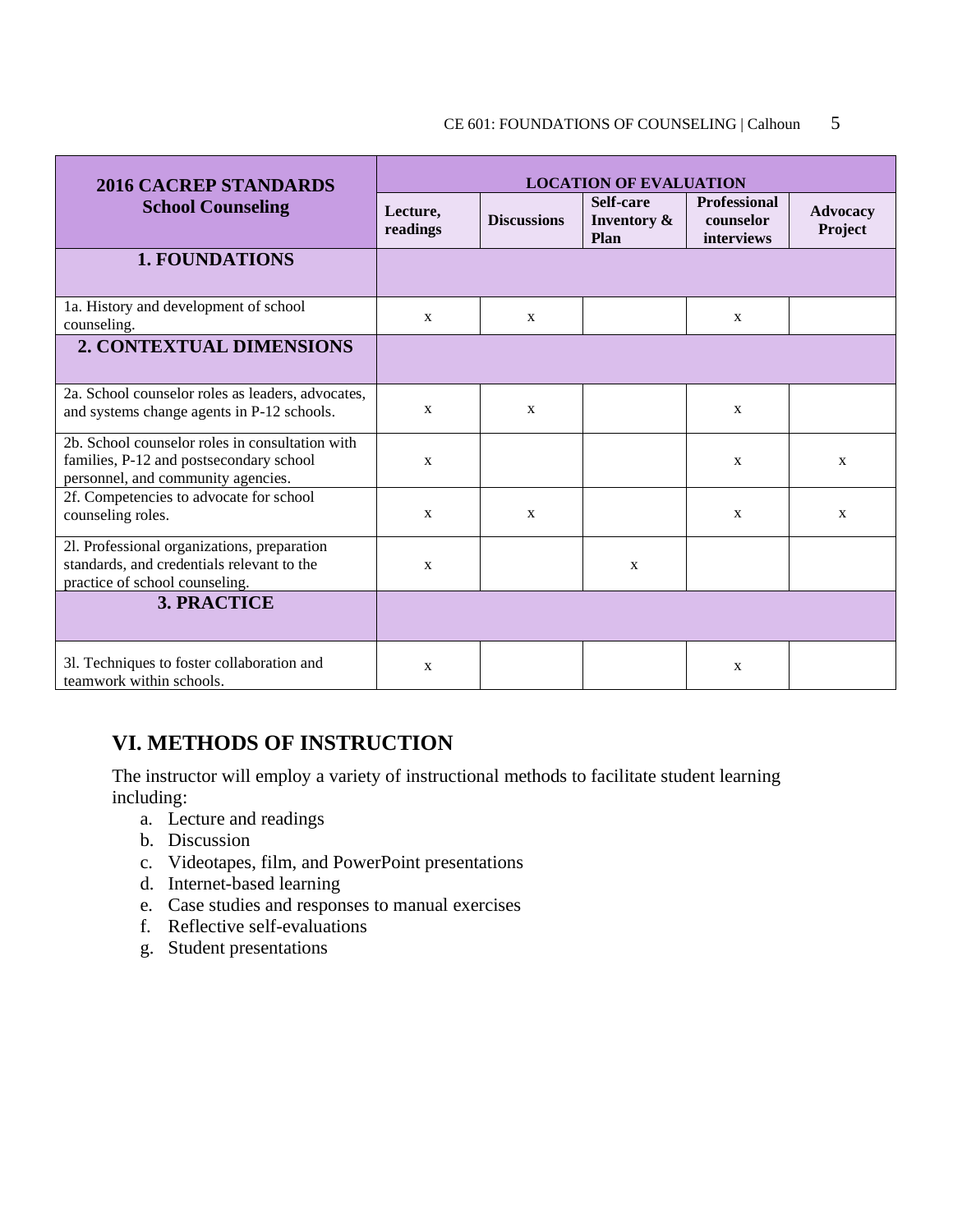| 2016 CACREP STANDARDS School Counseling | LOCATION OF EVALUATION | | | | |
|---|---|---|---|---|---|
| | Lecture, readings | Discussions | Self-care Inventory & Plan | Professional counselor interviews | Advocacy Project |
| **1. FOUNDATIONS** | | | | | |
| 1a. History and development of school counseling. | x | x | | x | |
| **2. CONTEXTUAL DIMENSIONS** | | | | | |
| 2a. School counselor roles as leaders, advocates, and systems change agents in P-12 schools. | x | x | | x | |
| 2b. School counselor roles in consultation with families, P-12 and postsecondary school personnel, and community agencies. | x | | | x | x |
| 2f. Competencies to advocate for school counseling roles. | x | x | | x | x |
| 2l. Professional organizations, preparation standards, and credentials relevant to the practice of school counseling. | x | | x | | |
| **3. PRACTICE** | | | | | |
| 3l. Techniques to foster collaboration and teamwork within schools. | x | | | x | |

## VI. METHODS OF INSTRUCTION

The instructor will employ a variety of instructional methods to facilitate student learning including:

a. Lecture and readings
b. Discussion
c. Videotapes, film, and PowerPoint presentations
d. Internet-based learning
e. Case studies and responses to manual exercises
f. Reflective self-evaluations
g. Student presentations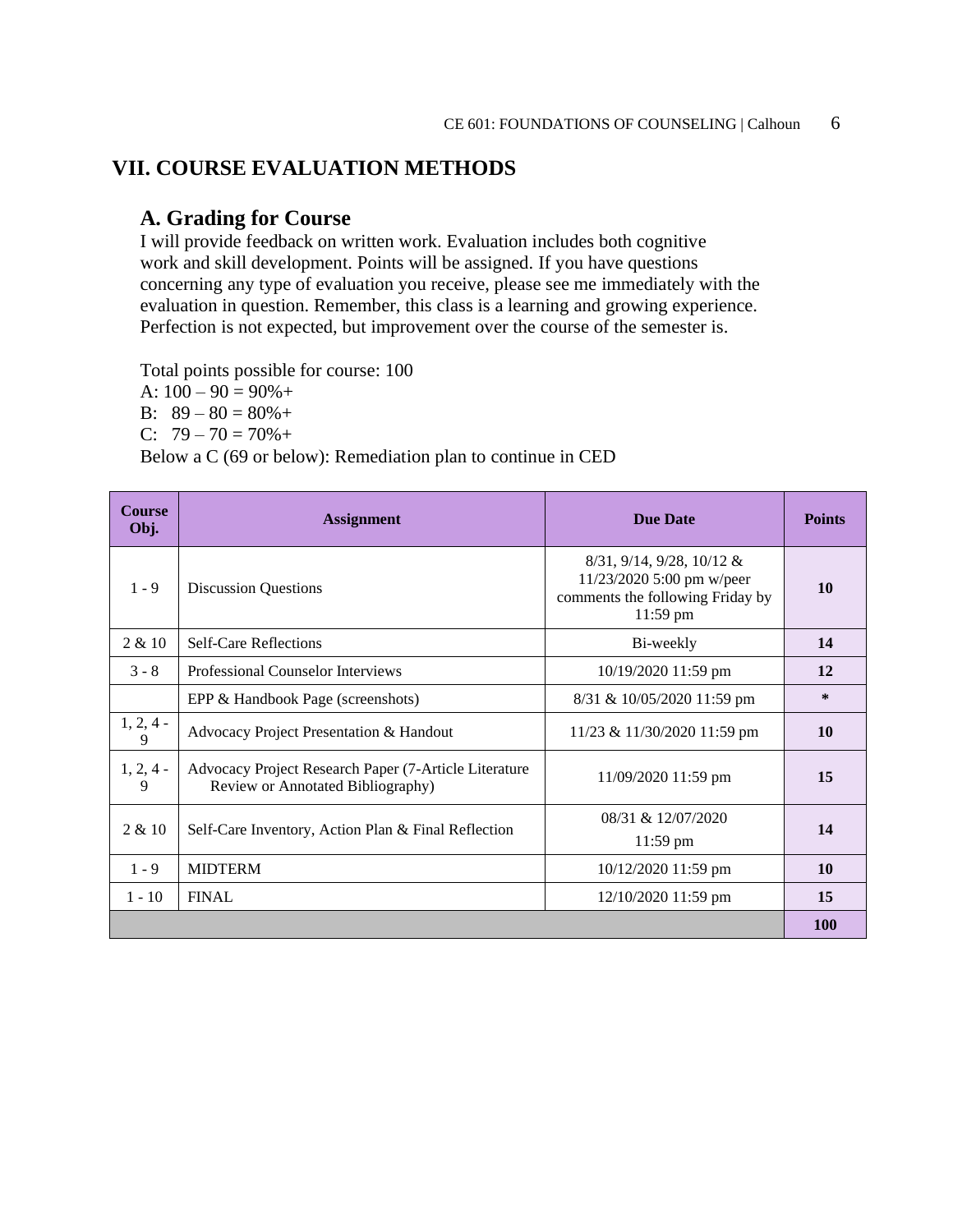## VII. COURSE EVALUATION METHODS

### A. Grading for Course

I will provide feedback on written work. Evaluation includes both cognitive work and skill development. Points will be assigned. If you have questions concerning any type of evaluation you receive, please see me immediately with the evaluation in question. Remember, this class is a learning and growing experience. Perfection is not expected, but improvement over the course of the semester is.

Total points possible for course: 100
A: 100 – 90 = 90%+
B: 89 – 80 = 80%+
C: 79 – 70 = 70%+
Below a C (69 or below): Remediation plan to continue in CED

| Course Obj. | Assignment | Due Date | Points |
|---|---|---|---|
| 1 - 9 | Discussion Questions | 8/31, 9/14, 9/28, 10/12 & 11/23/2020 5:00 pm w/peer comments the following Friday by 11:59 pm | **10** |
| 2 & 10 | Self-Care Reflections | Bi-weekly | **14** |
| 3 - 8 | Professional Counselor Interviews | 10/19/2020 11:59 pm | **12** |
| | EPP & Handbook Page (screenshots) | 8/31 & 10/05/2020 11:59 pm | **\*** |
| 1, 2, 4 - 9 | Advocacy Project Presentation & Handout | 11/23 & 11/30/2020 11:59 pm | **10** |
| 1, 2, 4 - 9 | Advocacy Project Research Paper (7-Article Literature Review or Annotated Bibliography) | 11/09/2020 11:59 pm | **15** |
| 2 & 10 | Self-Care Inventory, Action Plan & Final Reflection | 08/31 & 12/07/2020 11:59 pm | **14** |
| 1 - 9 | MIDTERM | 10/12/2020 11:59 pm | **10** |
| 1 - 10 | FINAL | 12/10/2020 11:59 pm | **15** |
| | | | **100** |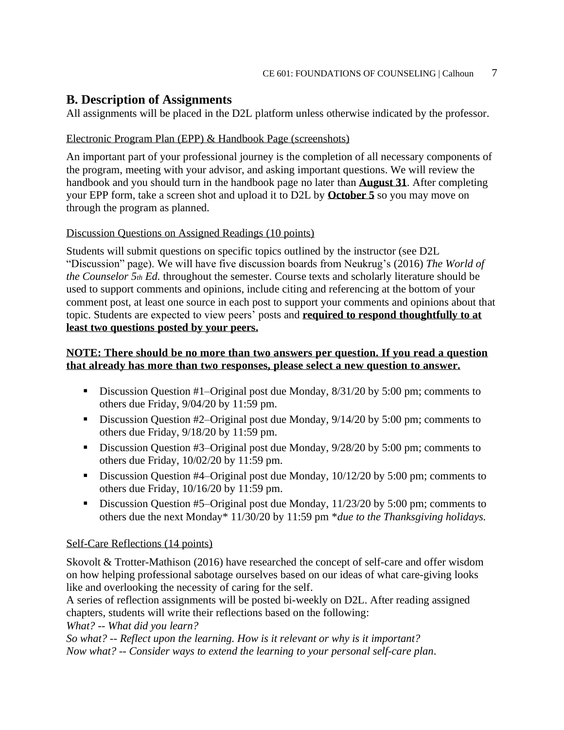## B. Description of Assignments

All assignments will be placed in the D2L platform unless otherwise indicated by the professor.

Electronic Program Plan (EPP) & Handbook Page (screenshots)

An important part of your professional journey is the completion of all necessary components of the program, meeting with your advisor, and asking important questions. We will review the handbook and you should turn in the handbook page no later than **August 31**. After completing your EPP form, take a screen shot and upload it to D2L by **October 5** so you may move on through the program as planned.

Discussion Questions on Assigned Readings (10 points)

Students will submit questions on specific topics outlined by the instructor (see D2L "Discussion" page). We will have five discussion boards from Neukrug's (2016) *The World of the Counselor 5th Ed.* throughout the semester. Course texts and scholarly literature should be used to support comments and opinions, include citing and referencing at the bottom of your comment post, at least one source in each post to support your comments and opinions about that topic. Students are expected to view peers' posts and **required to respond thoughtfully to at least two questions posted by your peers.**

**NOTE: There should be no more than two answers per question. If you read a question that already has more than two responses, please select a new question to answer.**

- Discussion Question #1–Original post due Monday, 8/31/20 by 5:00 pm; comments to others due Friday, 9/04/20 by 11:59 pm.
- Discussion Question #2–Original post due Monday, 9/14/20 by 5:00 pm; comments to others due Friday, 9/18/20 by 11:59 pm.
- Discussion Question #3–Original post due Monday, 9/28/20 by 5:00 pm; comments to others due Friday, 10/02/20 by 11:59 pm.
- Discussion Question #4–Original post due Monday, 10/12/20 by 5:00 pm; comments to others due Friday, 10/16/20 by 11:59 pm.
- Discussion Question #5–Original post due Monday, 11/23/20 by 5:00 pm; comments to others due the next Monday* 11/30/20 by 11:59 pm *\*due to the Thanksgiving holidays.*

Self-Care Reflections (14 points)

Skovolt & Trotter-Mathison (2016) have researched the concept of self-care and offer wisdom on how helping professional sabotage ourselves based on our ideas of what care-giving looks like and overlooking the necessity of caring for the self.

A series of reflection assignments will be posted bi-weekly on D2L. After reading assigned chapters, students will write their reflections based on the following:

*What? -- What did you learn?*
*So what? -- Reflect upon the learning. How is it relevant or why is it important?*
*Now what? -- Consider ways to extend the learning to your personal self-care plan.*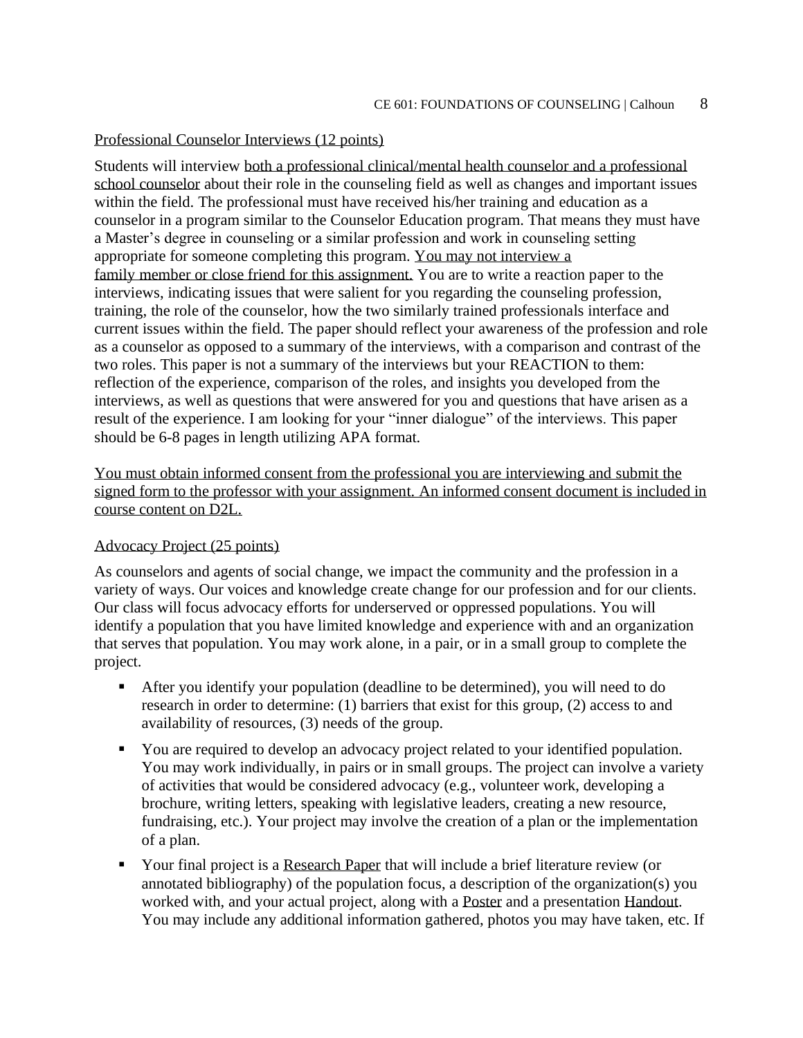Professional Counselor Interviews (12 points)

Students will interview both a professional clinical/mental health counselor and a professional school counselor about their role in the counseling field as well as changes and important issues within the field. The professional must have received his/her training and education as a counselor in a program similar to the Counselor Education program. That means they must have a Master's degree in counseling or a similar profession and work in counseling setting appropriate for someone completing this program. You may not interview a family member or close friend for this assignment. You are to write a reaction paper to the interviews, indicating issues that were salient for you regarding the counseling profession, training, the role of the counselor, how the two similarly trained professionals interface and current issues within the field. The paper should reflect your awareness of the profession and role as a counselor as opposed to a summary of the interviews, with a comparison and contrast of the two roles. This paper is not a summary of the interviews but your REACTION to them: reflection of the experience, comparison of the roles, and insights you developed from the interviews, as well as questions that were answered for you and questions that have arisen as a result of the experience. I am looking for your "inner dialogue" of the interviews. This paper should be 6-8 pages in length utilizing APA format.

You must obtain informed consent from the professional you are interviewing and submit the signed form to the professor with your assignment. An informed consent document is included in course content on D2L.

Advocacy Project (25 points)

As counselors and agents of social change, we impact the community and the profession in a variety of ways. Our voices and knowledge create change for our profession and for our clients. Our class will focus advocacy efforts for underserved or oppressed populations. You will identify a population that you have limited knowledge and experience with and an organization that serves that population. You may work alone, in a pair, or in a small group to complete the project.

- After you identify your population (deadline to be determined), you will need to do research in order to determine: (1) barriers that exist for this group, (2) access to and availability of resources, (3) needs of the group.
- You are required to develop an advocacy project related to your identified population. You may work individually, in pairs or in small groups. The project can involve a variety of activities that would be considered advocacy (e.g., volunteer work, developing a brochure, writing letters, speaking with legislative leaders, creating a new resource, fundraising, etc.). Your project may involve the creation of a plan or the implementation of a plan.
- Your final project is a Research Paper that will include a brief literature review (or annotated bibliography) of the population focus, a description of the organization(s) you worked with, and your actual project, along with a Poster and a presentation Handout. You may include any additional information gathered, photos you may have taken, etc. If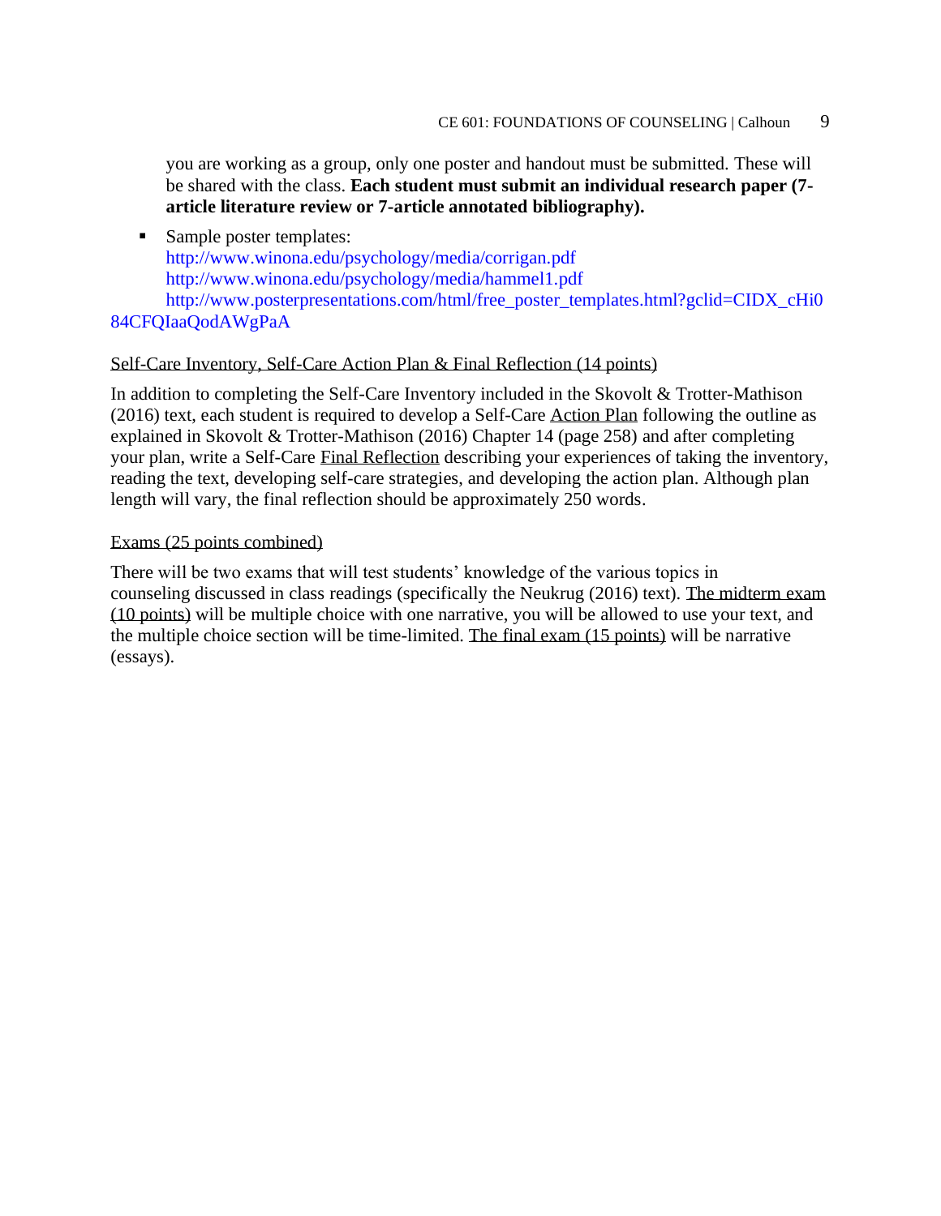you are working as a group, only one poster and handout must be submitted. These will be shared with the class. **Each student must submit an individual research paper (7-article literature review or 7-article annotated bibliography).**

- Sample poster templates:
  http://www.winona.edu/psychology/media/corrigan.pdf
  http://www.winona.edu/psychology/media/hammel1.pdf
  http://www.posterpresentations.com/html/free_poster_templates.html?gclid=CIDX_cHi084CFQIaaQodAWgPaA

<u>Self-Care Inventory, Self-Care Action Plan & Final Reflection (14 points)</u>

In addition to completing the Self-Care Inventory included in the Skovolt & Trotter-Mathison (2016) text, each student is required to develop a Self-Care <u>Action Plan</u> following the outline as explained in Skovolt & Trotter-Mathison (2016) Chapter 14 (page 258) and after completing your plan, write a Self-Care <u>Final Reflection</u> describing your experiences of taking the inventory, reading the text, developing self-care strategies, and developing the action plan. Although plan length will vary, the final reflection should be approximately 250 words.

<u>Exams (25 points combined)</u>

There will be two exams that will test students' knowledge of the various topics in counseling discussed in class readings (specifically the Neukrug (2016) text). <u>The midterm exam (10 points)</u> will be multiple choice with one narrative, you will be allowed to use your text, and the multiple choice section will be time-limited. <u>The final exam (15 points)</u> will be narrative (essays).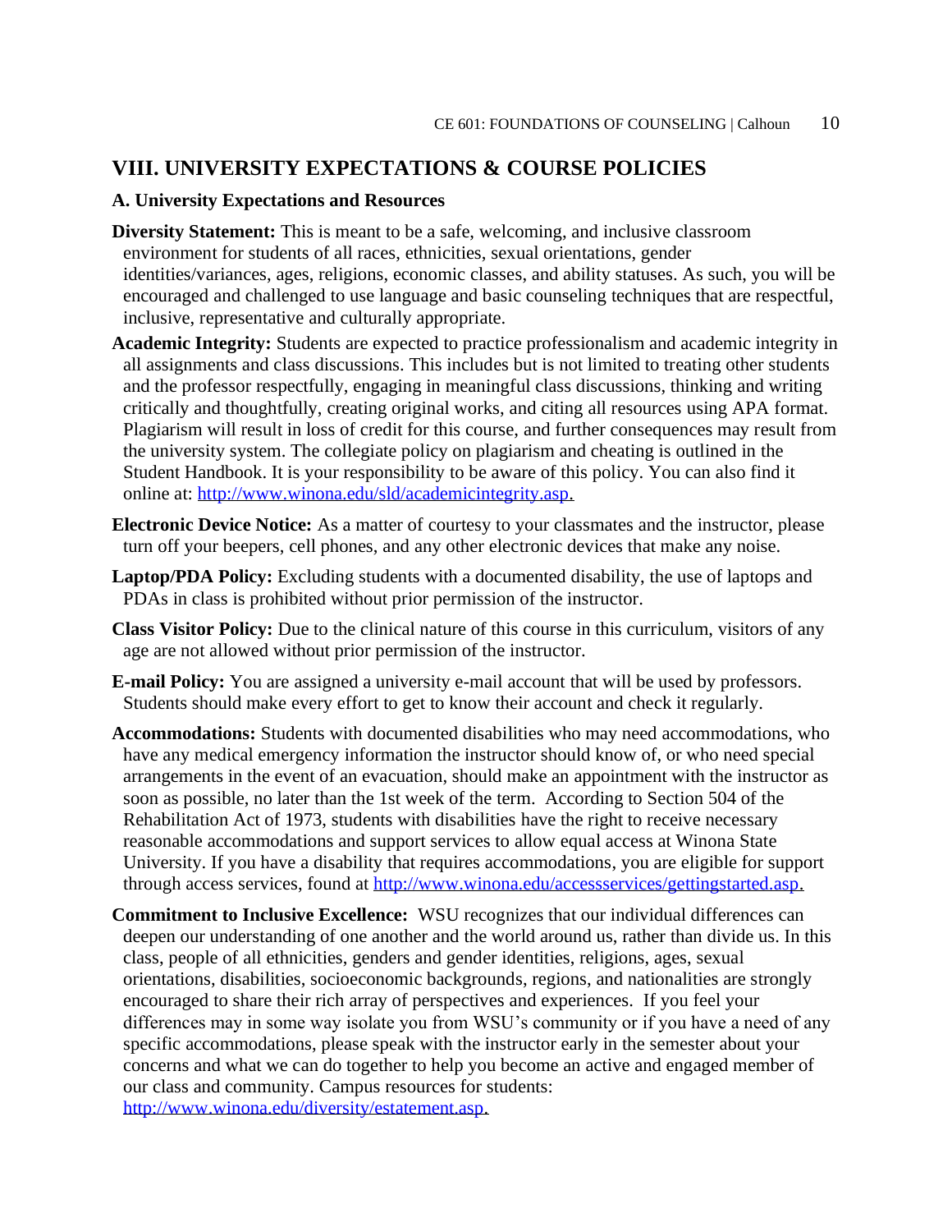## VIII. UNIVERSITY EXPECTATIONS & COURSE POLICIES

### A. University Expectations and Resources

**Diversity Statement:** This is meant to be a safe, welcoming, and inclusive classroom environment for students of all races, ethnicities, sexual orientations, gender identities/variances, ages, religions, economic classes, and ability statuses. As such, you will be encouraged and challenged to use language and basic counseling techniques that are respectful, inclusive, representative and culturally appropriate.

**Academic Integrity:** Students are expected to practice professionalism and academic integrity in all assignments and class discussions. This includes but is not limited to treating other students and the professor respectfully, engaging in meaningful class discussions, thinking and writing critically and thoughtfully, creating original works, and citing all resources using APA format. Plagiarism will result in loss of credit for this course, and further consequences may result from the university system. The collegiate policy on plagiarism and cheating is outlined in the Student Handbook. It is your responsibility to be aware of this policy. You can also find it online at: http://www.winona.edu/sld/academicintegrity.asp.

**Electronic Device Notice:** As a matter of courtesy to your classmates and the instructor, please turn off your beepers, cell phones, and any other electronic devices that make any noise.

**Laptop/PDA Policy:** Excluding students with a documented disability, the use of laptops and PDAs in class is prohibited without prior permission of the instructor.

**Class Visitor Policy:** Due to the clinical nature of this course in this curriculum, visitors of any age are not allowed without prior permission of the instructor.

**E-mail Policy:** You are assigned a university e-mail account that will be used by professors. Students should make every effort to get to know their account and check it regularly.

**Accommodations:** Students with documented disabilities who may need accommodations, who have any medical emergency information the instructor should know of, or who need special arrangements in the event of an evacuation, should make an appointment with the instructor as soon as possible, no later than the 1st week of the term. According to Section 504 of the Rehabilitation Act of 1973, students with disabilities have the right to receive necessary reasonable accommodations and support services to allow equal access at Winona State University. If you have a disability that requires accommodations, you are eligible for support through access services, found at http://www.winona.edu/accessservices/gettingstarted.asp.

**Commitment to Inclusive Excellence:** WSU recognizes that our individual differences can deepen our understanding of one another and the world around us, rather than divide us. In this class, people of all ethnicities, genders and gender identities, religions, ages, sexual orientations, disabilities, socioeconomic backgrounds, regions, and nationalities are strongly encouraged to share their rich array of perspectives and experiences. If you feel your differences may in some way isolate you from WSU's community or if you have a need of any specific accommodations, please speak with the instructor early in the semester about your concerns and what we can do together to help you become an active and engaged member of our class and community. Campus resources for students: http://www.winona.edu/diversity/estatement.asp.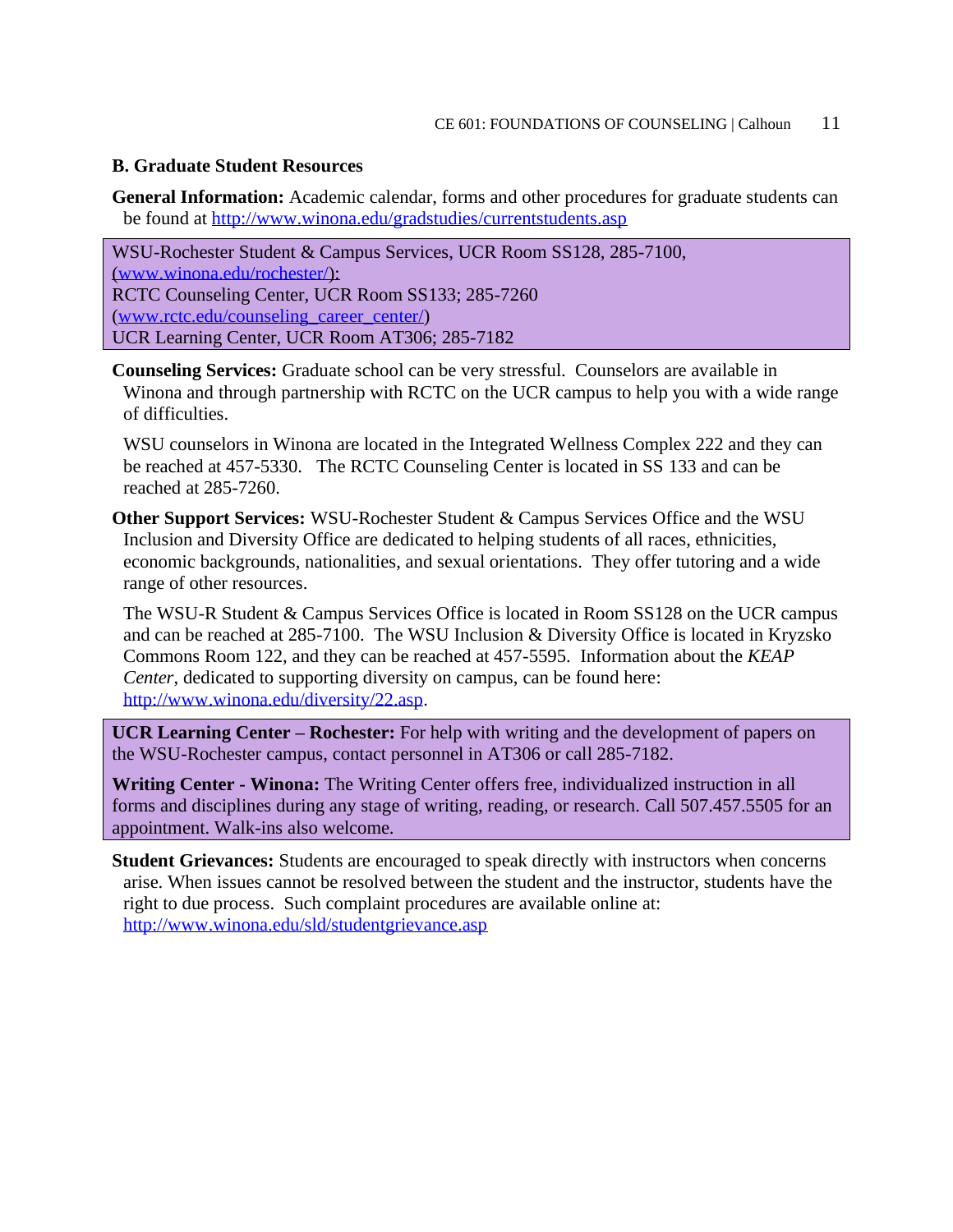### B. Graduate Student Resources

**General Information:** Academic calendar, forms and other procedures for graduate students can be found at http://www.winona.edu/gradstudies/currentstudents.asp

WSU-Rochester Student & Campus Services, UCR Room SS128, 285-7100, (www.winona.edu/rochester/):
RCTC Counseling Center, UCR Room SS133; 285-7260 (www.rctc.edu/counseling_career_center/)
UCR Learning Center, UCR Room AT306; 285-7182

**Counseling Services:** Graduate school can be very stressful. Counselors are available in Winona and through partnership with RCTC on the UCR campus to help you with a wide range of difficulties.

WSU counselors in Winona are located in the Integrated Wellness Complex 222 and they can be reached at 457-5330. The RCTC Counseling Center is located in SS 133 and can be reached at 285-7260.

**Other Support Services:** WSU-Rochester Student & Campus Services Office and the WSU Inclusion and Diversity Office are dedicated to helping students of all races, ethnicities, economic backgrounds, nationalities, and sexual orientations. They offer tutoring and a wide range of other resources.

The WSU-R Student & Campus Services Office is located in Room SS128 on the UCR campus and can be reached at 285-7100. The WSU Inclusion & Diversity Office is located in Kryzsko Commons Room 122, and they can be reached at 457-5595. Information about the *KEAP Center*, dedicated to supporting diversity on campus, can be found here: http://www.winona.edu/diversity/22.asp.

**UCR Learning Center – Rochester:** For help with writing and the development of papers on the WSU-Rochester campus, contact personnel in AT306 or call 285-7182.

**Writing Center - Winona:** The Writing Center offers free, individualized instruction in all forms and disciplines during any stage of writing, reading, or research. Call 507.457.5505 for an appointment. Walk-ins also welcome.

**Student Grievances:** Students are encouraged to speak directly with instructors when concerns arise. When issues cannot be resolved between the student and the instructor, students have the right to due process. Such complaint procedures are available online at: http://www.winona.edu/sld/studentgrievance.asp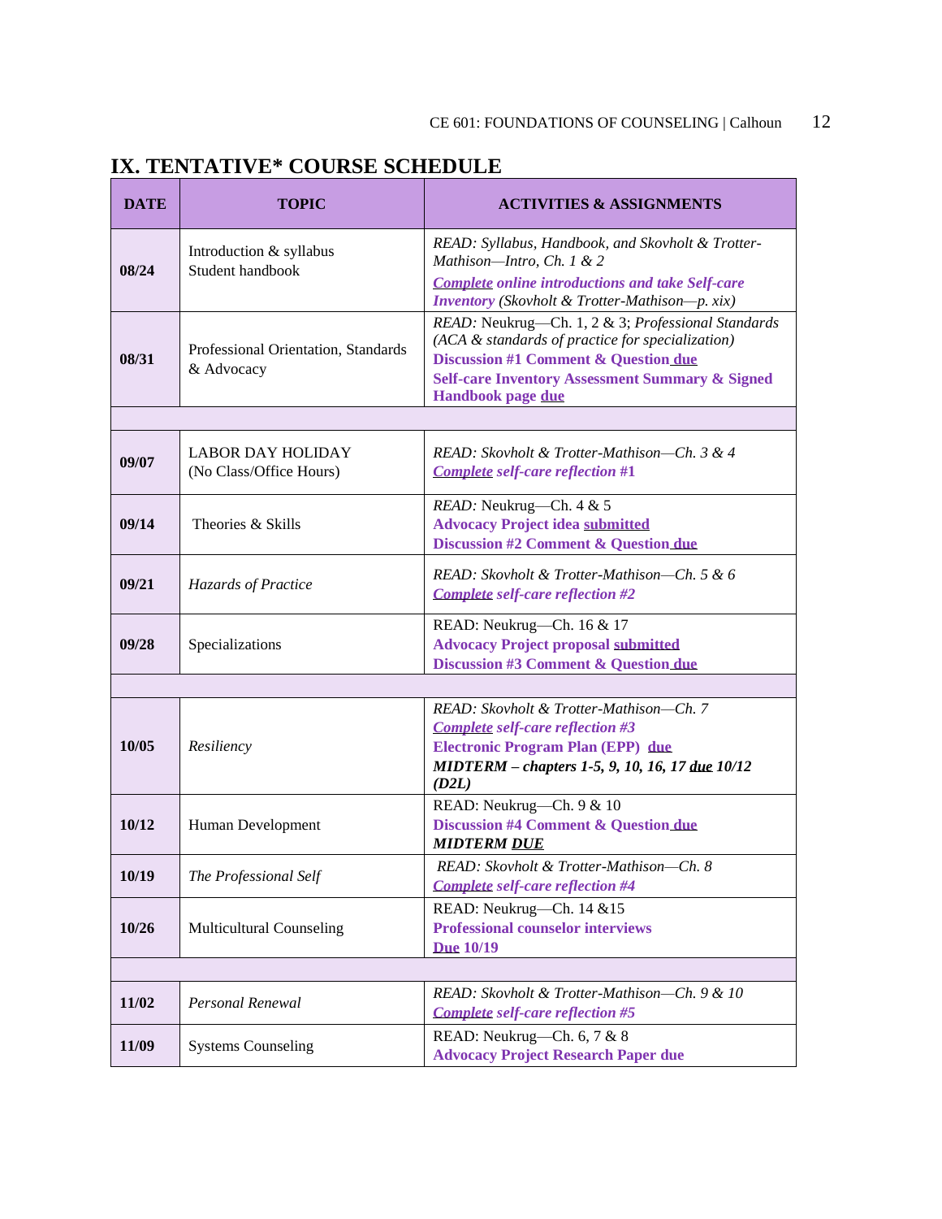## IX. TENTATIVE* COURSE SCHEDULE

| DATE | TOPIC | ACTIVITIES & ASSIGNMENTS |
|---|---|---|
| 08/24 | Introduction & syllabus<br>Student handbook | *READ: Syllabus, Handbook, and Skovholt & Trotter-Mathison—Intro, Ch. 1 & 2*<br>***Complete online introductions and take Self-care Inventory*** *(Skovholt & Trotter-Mathison—p. xix)* |
| 08/31 | Professional Orientation, Standards & Advocacy | *READ:* Neukrug—Ch. 1, 2 & 3; *Professional Standards (ACA & standards of practice for specialization)*<br>**Discussion #1 Comment & Question due**<br>**Self-care Inventory Assessment Summary & Signed Handbook page due** |
| | | |
| 09/07 | LABOR DAY HOLIDAY<br>(No Class/Office Hours) | *READ: Skovholt & Trotter-Mathison—Ch. 3 & 4*<br>***Complete self-care reflection #1*** |
| 09/14 | Theories & Skills | *READ:* Neukrug—Ch. 4 & 5<br>**Advocacy Project idea submitted**<br>**Discussion #2 Comment & Question due** |
| 09/21 | *Hazards of Practice* | *READ: Skovholt & Trotter-Mathison—Ch. 5 & 6*<br>***Complete self-care reflection #2*** |
| 09/28 | Specializations | READ: Neukrug—Ch. 16 & 17<br>**Advocacy Project proposal submitted**<br>**Discussion #3 Comment & Question due** |
| | | |
| 10/05 | *Resiliency* | *READ: Skovholt & Trotter-Mathison—Ch. 7*<br>***Complete self-care reflection #3***<br>**Electronic Program Plan (EPP) due**<br>***MIDTERM – chapters 1-5, 9, 10, 16, 17 due 10/12 (D2L)*** |
| 10/12 | Human Development | READ: Neukrug—Ch. 9 & 10<br>**Discussion #4 Comment & Question due**<br>***MIDTERM DUE*** |
| 10/19 | *The Professional Self* | *READ: Skovholt & Trotter-Mathison—Ch. 8*<br>***Complete self-care reflection #4*** |
| 10/26 | Multicultural Counseling | READ: Neukrug—Ch. 14 &15<br>**Professional counselor interviews Due 10/19** |
| | | |
| 11/02 | *Personal Renewal* | *READ: Skovholt & Trotter-Mathison—Ch. 9 & 10*<br>***Complete self-care reflection #5*** |
| 11/09 | Systems Counseling | READ: Neukrug—Ch. 6, 7 & 8<br>**Advocacy Project Research Paper due** |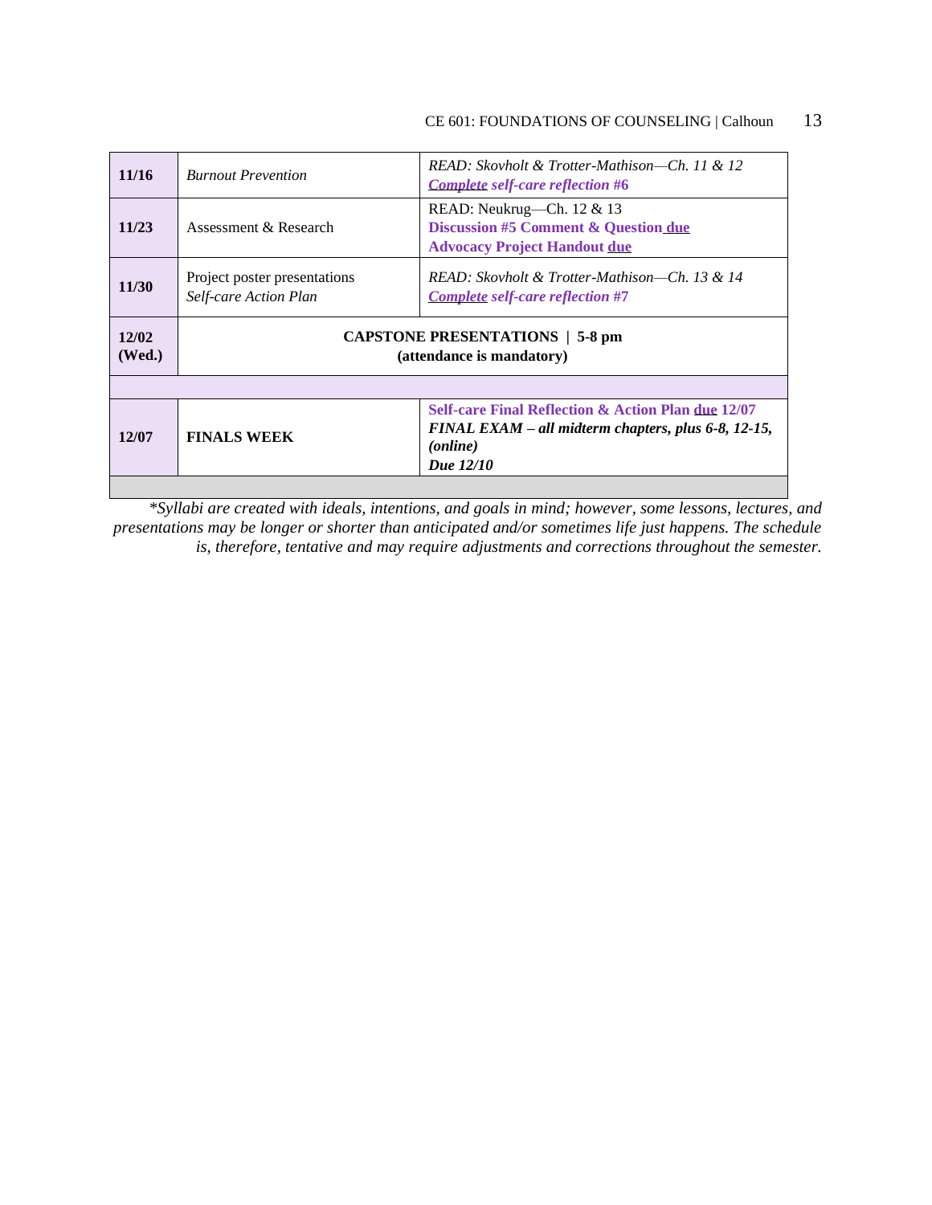| | | |
|---|---|---|
| **11/16** | *Burnout Prevention* | *READ: Skovholt & Trotter-Mathison—Ch. 11 & 12*<br>***Complete self-care reflection* #6** |
| **11/23** | Assessment & Research | READ: Neukrug—Ch. 12 & 13<br>**Discussion #5 Comment & Question due**<br>**Advocacy Project Handout due** |
| **11/30** | Project poster presentations<br>*Self-care Action Plan* | *READ: Skovholt & Trotter-Mathison—Ch. 13 & 14*<br>***Complete self-care reflection* #7** |
| **12/02 (Wed.)** | **CAPSTONE PRESENTATIONS \| 5-8 pm**<br>**(attendance is mandatory)** | |
| | | |
| **12/07** | **FINALS WEEK** | **Self-care Final Reflection & Action Plan due 12/07**<br>***FINAL EXAM – all midterm chapters, plus 6-8, 12-15, (online)***<br>***Due 12/10*** |
| | | |

**Syllabi are created with ideals, intentions, and goals in mind; however, some lessons, lectures, and presentations may be longer or shorter than anticipated and/or sometimes life just happens. The schedule is, therefore, tentative and may require adjustments and corrections throughout the semester.*